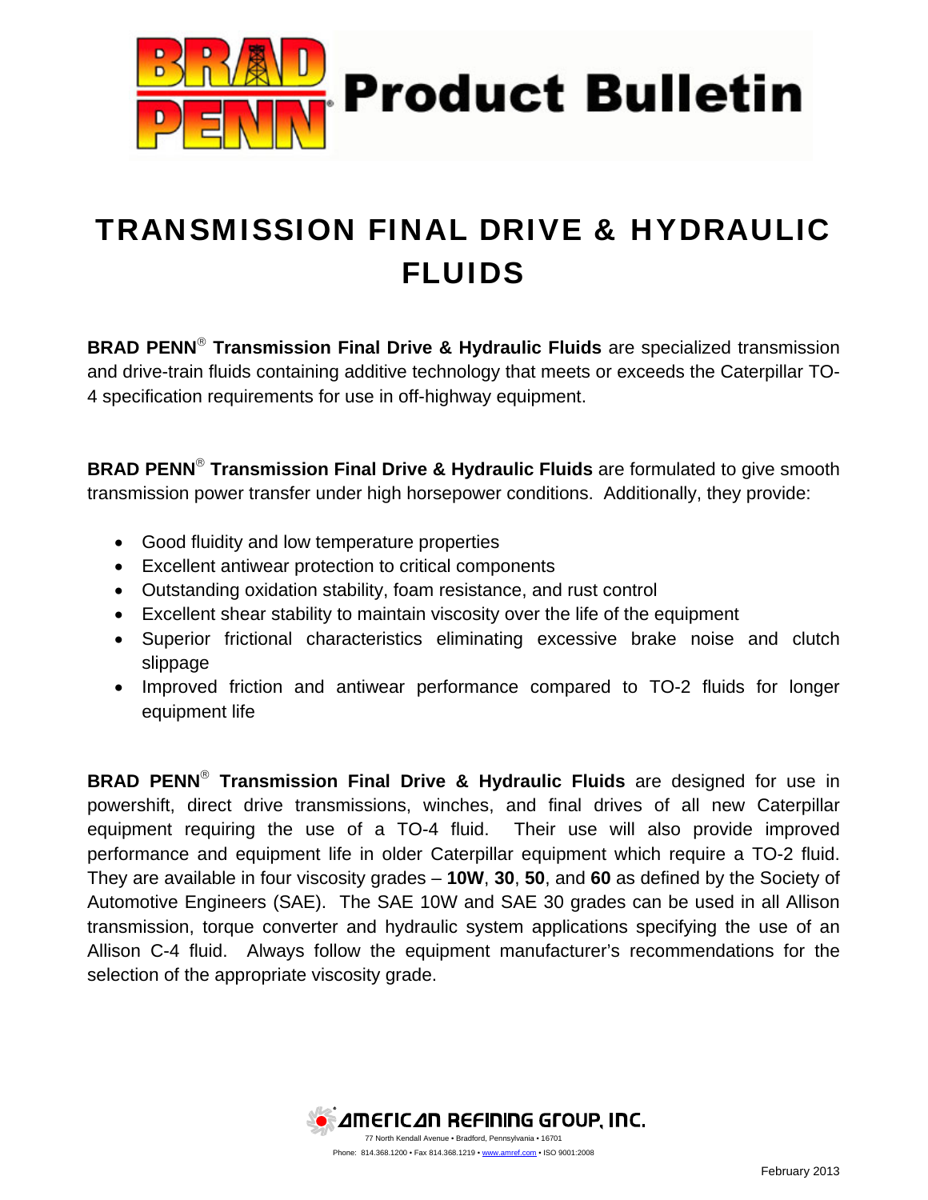# BRAD PENN Product Bulletin

# TRANSMISSION FINAL DRIVE & HYDRAULIC FLUIDS

**BRAD PENN® Transmission Final Drive & Hydraulic Fluids** are specialized transmission and drive-train fluids containing additive technology that meets or exceeds the Caterpillar TO-4 specification requirements for use in off-highway equipment.

**BRAD PENN® Transmission Final Drive & Hydraulic Fluids** are formulated to give smooth transmission power transfer under high horsepower conditions. Additionally, they provide:

- Good fluidity and low temperature properties
- Excellent antiwear protection to critical components
- Outstanding oxidation stability, foam resistance, and rust control
- Excellent shear stability to maintain viscosity over the life of the equipment
- Superior frictional characteristics eliminating excessive brake noise and clutch slippage
- Improved friction and antiwear performance compared to TO-2 fluids for longer equipment life

**BRAD PENN® Transmission Final Drive & Hydraulic Fluids** are designed for use in powershift, direct drive transmissions, winches, and final drives of all new Caterpillar equipment requiring the use of a TO-4 fluid. Their use will also provide improved performance and equipment life in older Caterpillar equipment which require a TO-2 fluid. They are available in four viscosity grades – **10W**, **30**, **50**, and **60** as defined by the Society of Automotive Engineers (SAE). The SAE 10W and SAE 30 grades can be used in all Allison transmission, torque converter and hydraulic system applications specifying the use of an Allison C-4 fluid. Always follow the equipment manufacturer's recommendations for the selection of the appropriate viscosity grade.

AMERICAN REFINING GROUP, INC.
77 North Kendall Avenue • Bradford, Pennsylvania • 16701
Phone: 814.368.1200 • Fax 814.368.1219 • www.amref.com • ISO 9001:2008

February 2013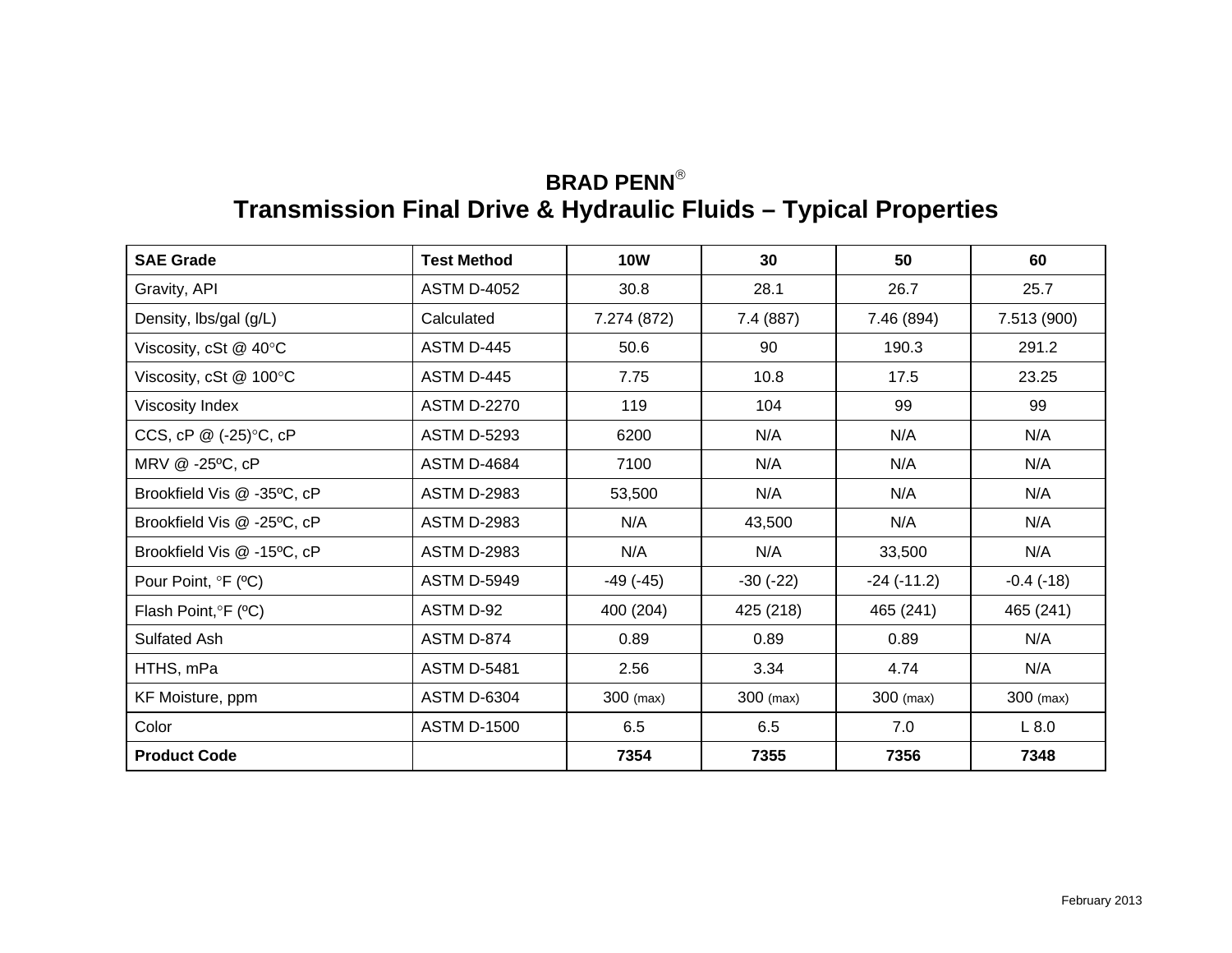# BRAD PENN®

## Transmission Final Drive & Hydraulic Fluids – Typical Properties

| SAE Grade | Test Method | 10W | 30 | 50 | 60 |
|---|---|---|---|---|---|
| Gravity, API | ASTM D-4052 | 30.8 | 28.1 | 26.7 | 25.7 |
| Density, lbs/gal (g/L) | Calculated | 7.274 (872) | 7.4 (887) | 7.46 (894) | 7.513 (900) |
| Viscosity, cSt @ 40°C | ASTM D-445 | 50.6 | 90 | 190.3 | 291.2 |
| Viscosity, cSt @ 100°C | ASTM D-445 | 7.75 | 10.8 | 17.5 | 23.25 |
| Viscosity Index | ASTM D-2270 | 119 | 104 | 99 | 99 |
| CCS, cP @ (-25)°C, cP | ASTM D-5293 | 6200 | N/A | N/A | N/A |
| MRV @ -25ºC, cP | ASTM D-4684 | 7100 | N/A | N/A | N/A |
| Brookfield Vis @ -35ºC, cP | ASTM D-2983 | 53,500 | N/A | N/A | N/A |
| Brookfield Vis @ -25ºC, cP | ASTM D-2983 | N/A | 43,500 | N/A | N/A |
| Brookfield Vis @ -15ºC, cP | ASTM D-2983 | N/A | N/A | 33,500 | N/A |
| Pour Point, °F (ºC) | ASTM D-5949 | -49 (-45) | -30 (-22) | -24 (-11.2) | -0.4 (-18) |
| Flash Point,°F (ºC) | ASTM D-92 | 400 (204) | 425 (218) | 465 (241) | 465 (241) |
| Sulfated Ash | ASTM D-874 | 0.89 | 0.89 | 0.89 | N/A |
| HTHS, mPa | ASTM D-5481 | 2.56 | 3.34 | 4.74 | N/A |
| KF Moisture, ppm | ASTM D-6304 | 300 (max) | 300 (max) | 300 (max) | 300 (max) |
| Color | ASTM D-1500 | 6.5 | 6.5 | 7.0 | L 8.0 |
| **Product Code** | | **7354** | **7355** | **7356** | **7348** |

February 2013